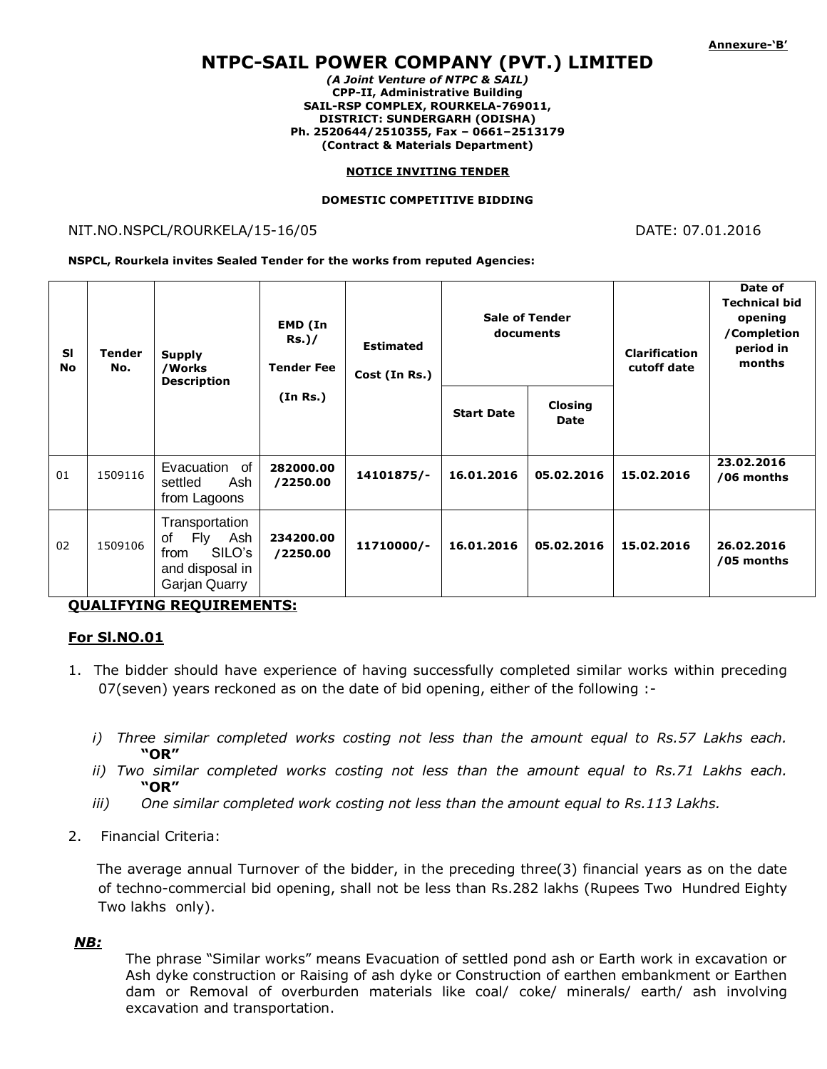**Annexure-'B'**

# NTPC-SAIL POWER COMPANY (PVT.) LIMITED

***(A Joint Venture of NTPC & SAIL)***
**CPP-II, Administrative Building**
**SAIL-RSP COMPLEX, ROURKELA-769011,**
**DISTRICT: SUNDERGARH (ODISHA)**
**Ph. 2520644/2510355, Fax – 0661–2513179**
**(Contract & Materials Department)**

**NOTICE INVITING TENDER**

**DOMESTIC COMPETITIVE BIDDING**

NIT.NO.NSPCL/ROURKELA/15-16/05 DATE: 07.01.2016

**NSPCL, Rourkela invites Sealed Tender for the works from reputed Agencies:**

| Sl No | Tender No. | Supply /Works Description | EMD (In Rs.)/ Tender Fee (In Rs.) | Estimated Cost (In Rs.) | Sale of Tender documents | | Clarification cutoff date | Date of Technical bid opening /Completion period in months |
|---|---|---|---|---|---|---|---|---|
| | | | | | Start Date | Closing Date | | |
| 01 | 1509116 | Evacuation of settled Ash from Lagoons | **282000.00 /2250.00** | **14101875/-** | **16.01.2016** | **05.02.2016** | **15.02.2016** | **23.02.2016 /06 months** |
| 02 | 1509106 | Transportation of Fly Ash from SILO's and disposal in Garjan Quarry | **234200.00 /2250.00** | **11710000/-** | **16.01.2016** | **05.02.2016** | **15.02.2016** | **26.02.2016 /05 months** |

## QUALIFYING REQUIREMENTS:

### For Sl.NO.01

1. The bidder should have experience of having successfully completed similar works within preceding 07(seven) years reckoned as on the date of bid opening, either of the following :-

   *i) Three similar completed works costing not less than the amount equal to Rs.57 Lakhs each.*
   **"OR"**

   *ii) Two similar completed works costing not less than the amount equal to Rs.71 Lakhs each.*
   **"OR"**

   *iii) One similar completed work costing not less than the amount equal to Rs.113 Lakhs.*

2. Financial Criteria:

   The average annual Turnover of the bidder, in the preceding three(3) financial years as on the date of techno-commercial bid opening, shall not be less than Rs.282 lakhs (Rupees Two Hundred Eighty Two lakhs only).

***NB:***

The phrase "Similar works" means Evacuation of settled pond ash or Earth work in excavation or Ash dyke construction or Raising of ash dyke or Construction of earthen embankment or Earthen dam or Removal of overburden materials like coal/ coke/ minerals/ earth/ ash involving excavation and transportation.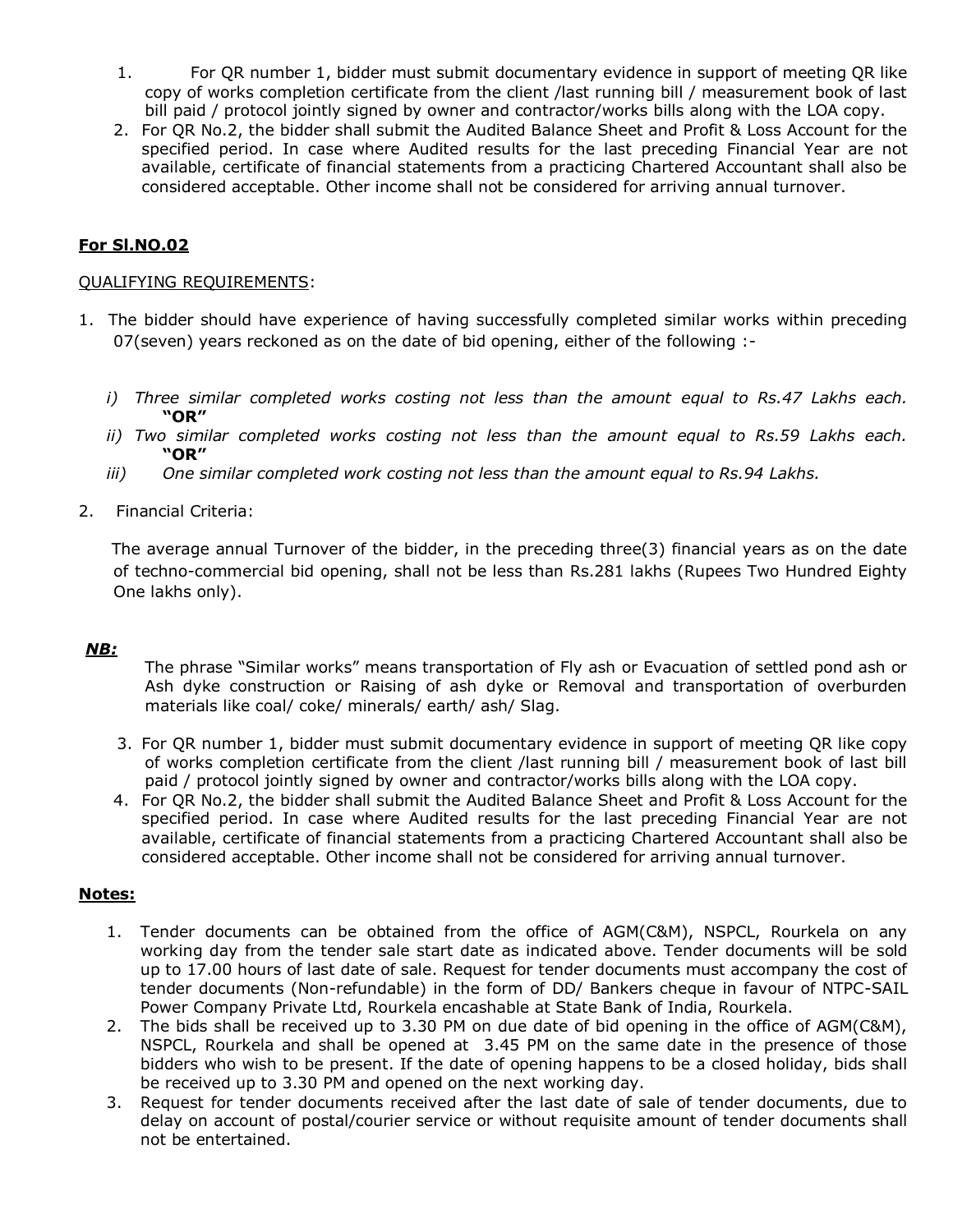1. For QR number 1, bidder must submit documentary evidence in support of meeting QR like copy of works completion certificate from the client /last running bill / measurement book of last bill paid / protocol jointly signed by owner and contractor/works bills along with the LOA copy.
2. For QR No.2, the bidder shall submit the Audited Balance Sheet and Profit & Loss Account for the specified period. In case where Audited results for the last preceding Financial Year are not available, certificate of financial statements from a practicing Chartered Accountant shall also be considered acceptable. Other income shall not be considered for arriving annual turnover.

**For Sl.NO.02**

QUALIFYING REQUIREMENTS:

1. The bidder should have experience of having successfully completed similar works within preceding 07(seven) years reckoned as on the date of bid opening, either of the following :-

   *i) Three similar completed works costing not less than the amount equal to Rs.47 Lakhs each.*
   **"OR"**
   *ii) Two similar completed works costing not less than the amount equal to Rs.59 Lakhs each.*
   **"OR"**
   *iii) One similar completed work costing not less than the amount equal to Rs.94 Lakhs.*

2. Financial Criteria:

   The average annual Turnover of the bidder, in the preceding three(3) financial years as on the date of techno-commercial bid opening, shall not be less than Rs.281 lakhs (Rupees Two Hundred Eighty One lakhs only).

***NB:***

The phrase "Similar works" means transportation of Fly ash or Evacuation of settled pond ash or Ash dyke construction or Raising of ash dyke or Removal and transportation of overburden materials like coal/ coke/ minerals/ earth/ ash/ Slag.

3. For QR number 1, bidder must submit documentary evidence in support of meeting QR like copy of works completion certificate from the client /last running bill / measurement book of last bill paid / protocol jointly signed by owner and contractor/works bills along with the LOA copy.
4. For QR No.2, the bidder shall submit the Audited Balance Sheet and Profit & Loss Account for the specified period. In case where Audited results for the last preceding Financial Year are not available, certificate of financial statements from a practicing Chartered Accountant shall also be considered acceptable. Other income shall not be considered for arriving annual turnover.

**Notes:**

1. Tender documents can be obtained from the office of AGM(C&M), NSPCL, Rourkela on any working day from the tender sale start date as indicated above. Tender documents will be sold up to 17.00 hours of last date of sale. Request for tender documents must accompany the cost of tender documents (Non-refundable) in the form of DD/ Bankers cheque in favour of NTPC-SAIL Power Company Private Ltd, Rourkela encashable at State Bank of India, Rourkela.
2. The bids shall be received up to 3.30 PM on due date of bid opening in the office of AGM(C&M), NSPCL, Rourkela and shall be opened at 3.45 PM on the same date in the presence of those bidders who wish to be present. If the date of opening happens to be a closed holiday, bids shall be received up to 3.30 PM and opened on the next working day.
3. Request for tender documents received after the last date of sale of tender documents, due to delay on account of postal/courier service or without requisite amount of tender documents shall not be entertained.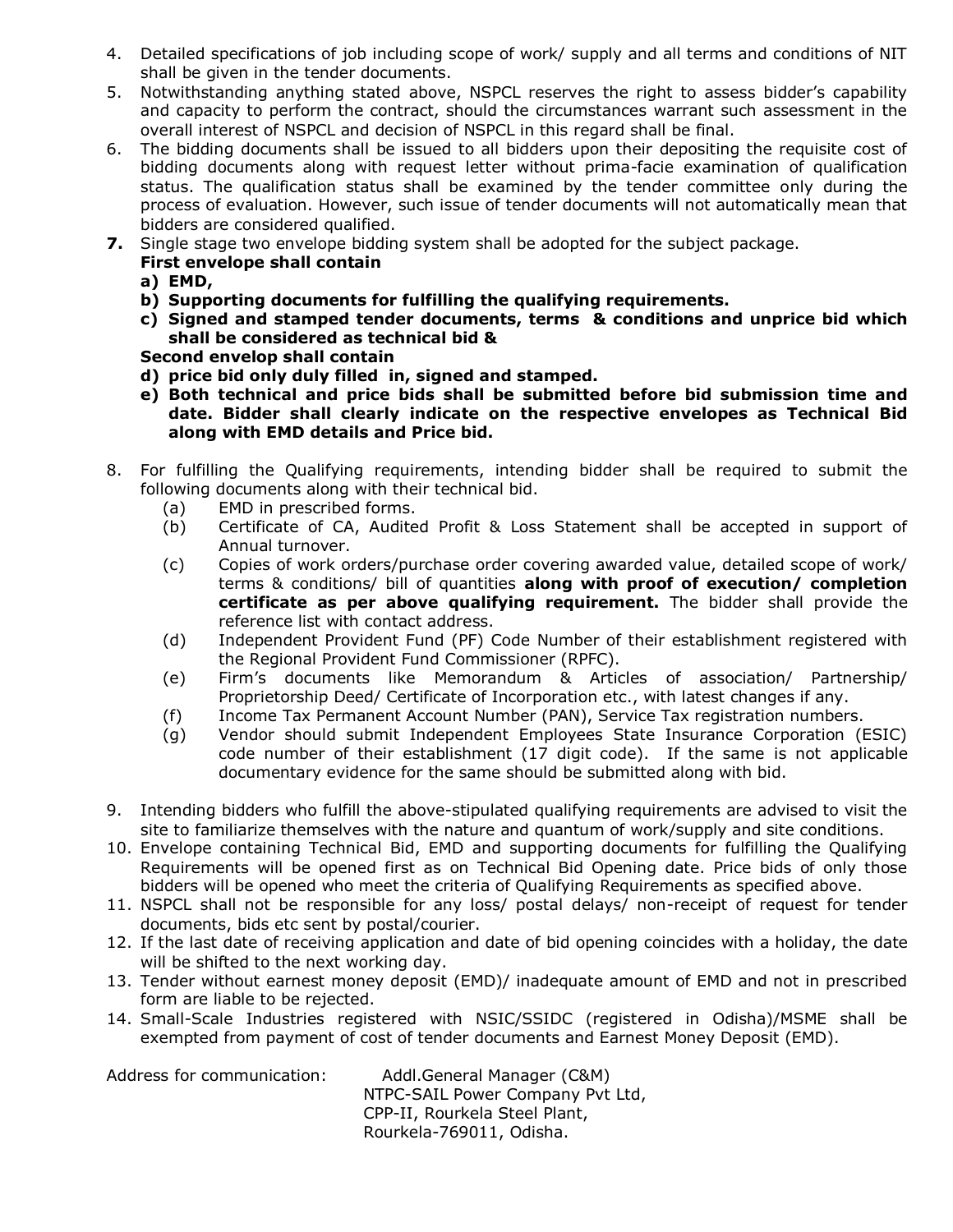4. Detailed specifications of job including scope of work/ supply and all terms and conditions of NIT shall be given in the tender documents.
5. Notwithstanding anything stated above, NSPCL reserves the right to assess bidder's capability and capacity to perform the contract, should the circumstances warrant such assessment in the overall interest of NSPCL and decision of NSPCL in this regard shall be final.
6. The bidding documents shall be issued to all bidders upon their depositing the requisite cost of bidding documents along with request letter without prima-facie examination of qualification status. The qualification status shall be examined by the tender committee only during the process of evaluation. However, such issue of tender documents will not automatically mean that bidders are considered qualified.
7. Single stage two envelope bidding system shall be adopted for the subject package.
   **First envelope shall contain**
   **a) EMD,**
   **b) Supporting documents for fulfilling the qualifying requirements.**
   **c) Signed and stamped tender documents, terms & conditions and unprice bid which shall be considered as technical bid &**
   **Second envelop shall contain**
   **d) price bid only duly filled in, signed and stamped.**
   **e) Both technical and price bids shall be submitted before bid submission time and date. Bidder shall clearly indicate on the respective envelopes as Technical Bid along with EMD details and Price bid.**

8. For fulfilling the Qualifying requirements, intending bidder shall be required to submit the following documents along with their technical bid.
   (a) EMD in prescribed forms.
   (b) Certificate of CA, Audited Profit & Loss Statement shall be accepted in support of Annual turnover.
   (c) Copies of work orders/purchase order covering awarded value, detailed scope of work/ terms & conditions/ bill of quantities **along with proof of execution/ completion certificate as per above qualifying requirement.** The bidder shall provide the reference list with contact address.
   (d) Independent Provident Fund (PF) Code Number of their establishment registered with the Regional Provident Fund Commissioner (RPFC).
   (e) Firm's documents like Memorandum & Articles of association/ Partnership/ Proprietorship Deed/ Certificate of Incorporation etc., with latest changes if any.
   (f) Income Tax Permanent Account Number (PAN), Service Tax registration numbers.
   (g) Vendor should submit Independent Employees State Insurance Corporation (ESIC) code number of their establishment (17 digit code). If the same is not applicable documentary evidence for the same should be submitted along with bid.

9. Intending bidders who fulfill the above-stipulated qualifying requirements are advised to visit the site to familiarize themselves with the nature and quantum of work/supply and site conditions.
10. Envelope containing Technical Bid, EMD and supporting documents for fulfilling the Qualifying Requirements will be opened first as on Technical Bid Opening date. Price bids of only those bidders will be opened who meet the criteria of Qualifying Requirements as specified above.
11. NSPCL shall not be responsible for any loss/ postal delays/ non-receipt of request for tender documents, bids etc sent by postal/courier.
12. If the last date of receiving application and date of bid opening coincides with a holiday, the date will be shifted to the next working day.
13. Tender without earnest money deposit (EMD)/ inadequate amount of EMD and not in prescribed form are liable to be rejected.
14. Small-Scale Industries registered with NSIC/SSIDC (registered in Odisha)/MSME shall be exempted from payment of cost of tender documents and Earnest Money Deposit (EMD).

Address for communication: Addl.General Manager (C&M)
NTPC-SAIL Power Company Pvt Ltd,
CPP-II, Rourkela Steel Plant,
Rourkela-769011, Odisha.